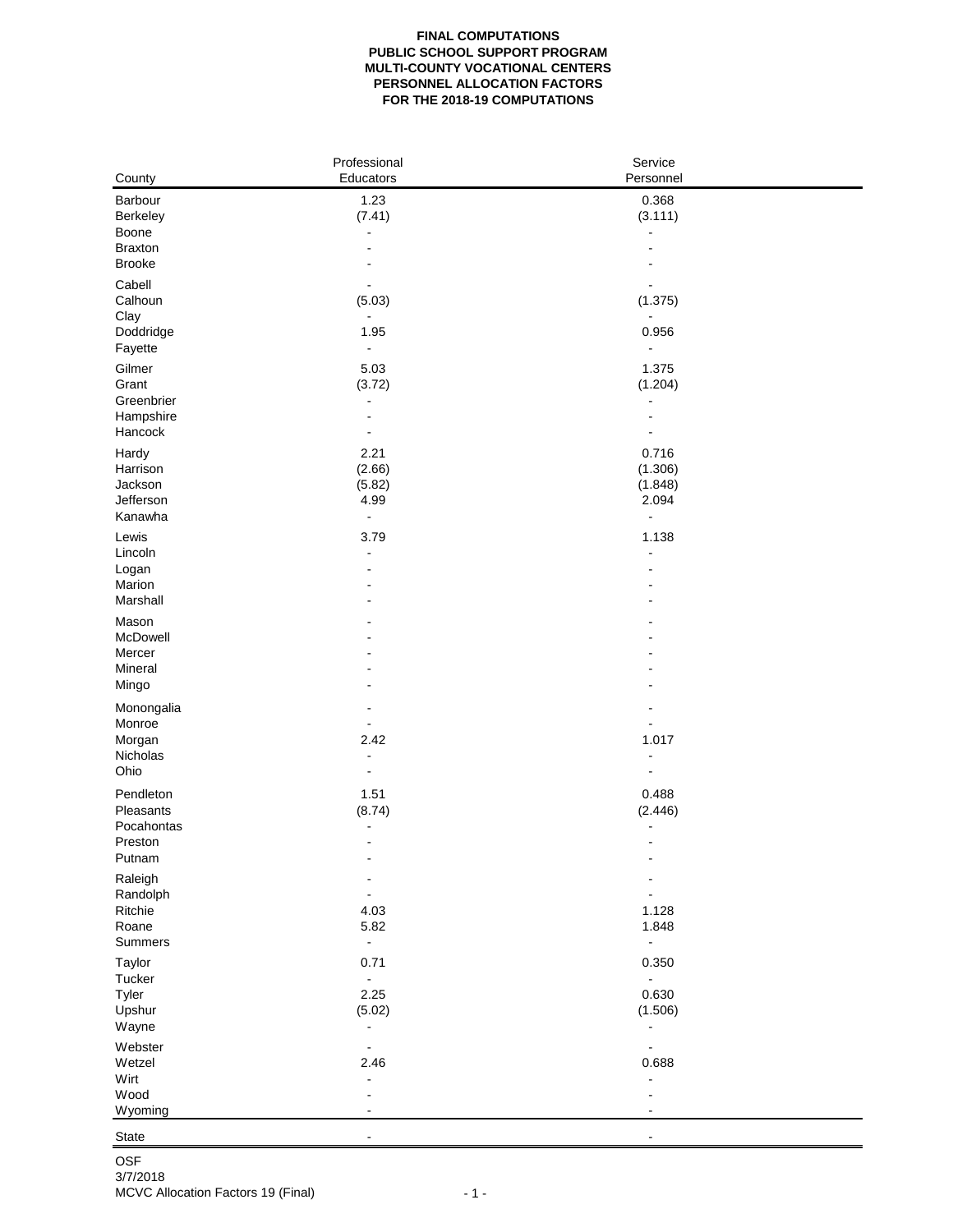**FINAL COMPUTATIONS**
**PUBLIC SCHOOL SUPPORT PROGRAM**
**MULTI-COUNTY VOCATIONAL CENTERS**
**PERSONNEL ALLOCATION FACTORS**
**FOR THE 2018-19 COMPUTATIONS**

| County | Professional Educators | Service Personnel |
|---|---|---|
| Barbour | 1.23 | 0.368 |
| Berkeley | (7.41) | (3.111) |
| Boone | - | - |
| Braxton | - | - |
| Brooke | - | - |
| Cabell | - | - |
| Calhoun | (5.03) | (1.375) |
| Clay | - | - |
| Doddridge | 1.95 | 0.956 |
| Fayette | - | - |
| Gilmer | 5.03 | 1.375 |
| Grant | (3.72) | (1.204) |
| Greenbrier | - | - |
| Hampshire | - | - |
| Hancock | - | - |
| Hardy | 2.21 | 0.716 |
| Harrison | (2.66) | (1.306) |
| Jackson | (5.82) | (1.848) |
| Jefferson | 4.99 | 2.094 |
| Kanawha | - | - |
| Lewis | 3.79 | 1.138 |
| Lincoln | - | - |
| Logan | - | - |
| Marion | - | - |
| Marshall | - | - |
| Mason | - | - |
| McDowell | - | - |
| Mercer | - | - |
| Mineral | - | - |
| Mingo | - | - |
| Monongalia | - | - |
| Monroe | - | - |
| Morgan | 2.42 | 1.017 |
| Nicholas | - | - |
| Ohio | - | - |
| Pendleton | 1.51 | 0.488 |
| Pleasants | (8.74) | (2.446) |
| Pocahontas | - | - |
| Preston | - | - |
| Putnam | - | - |
| Raleigh | - | - |
| Randolph | - | - |
| Ritchie | 4.03 | 1.128 |
| Roane | 5.82 | 1.848 |
| Summers | - | - |
| Taylor | 0.71 | 0.350 |
| Tucker | - | - |
| Tyler | 2.25 | 0.630 |
| Upshur | (5.02) | (1.506) |
| Wayne | - | - |
| Webster | - | - |
| Wetzel | 2.46 | 0.688 |
| Wirt | - | - |
| Wood | - | - |
| Wyoming | - | - |
| State | - | - |

OSF
3/7/2018
MCVC Allocation Factors 19 (Final)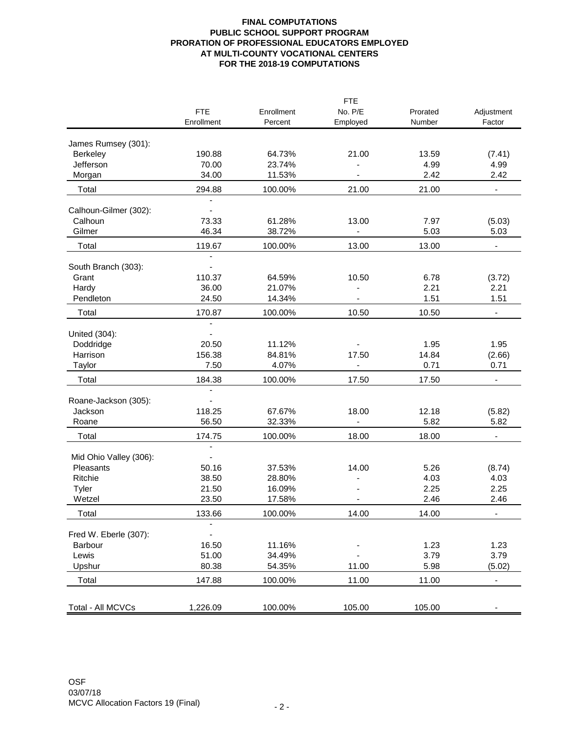**FINAL COMPUTATIONS**
**PUBLIC SCHOOL SUPPORT PROGRAM**
**PRORATION OF PROFESSIONAL EDUCATORS EMPLOYED**
**AT MULTI-COUNTY VOCATIONAL CENTERS**
**FOR THE 2018-19 COMPUTATIONS**

| | FTE Enrollment | Enrollment Percent | FTE No. P/E Employed | Prorated Number | Adjustment Factor |
|---|---|---|---|---|---|
| James Rumsey (301): | | | | | |
| Berkeley | 190.88 | 64.73% | 21.00 | 13.59 | (7.41) |
| Jefferson | 70.00 | 23.74% | - | 4.99 | 4.99 |
| Morgan | 34.00 | 11.53% | - | 2.42 | 2.42 |
| Total | 294.88 | 100.00% | 21.00 | 21.00 | - |
| | - | | | | |
| Calhoun-Gilmer (302): | - | | | | |
| Calhoun | 73.33 | 61.28% | 13.00 | 7.97 | (5.03) |
| Gilmer | 46.34 | 38.72% | - | 5.03 | 5.03 |
| Total | 119.67 | 100.00% | 13.00 | 13.00 | - |
| | - | | | | |
| South Branch (303): | - | | | | |
| Grant | 110.37 | 64.59% | 10.50 | 6.78 | (3.72) |
| Hardy | 36.00 | 21.07% | - | 2.21 | 2.21 |
| Pendleton | 24.50 | 14.34% | - | 1.51 | 1.51 |
| Total | 170.87 | 100.00% | 10.50 | 10.50 | - |
| | - | | | | |
| United (304): | - | | | | |
| Doddridge | 20.50 | 11.12% | - | 1.95 | 1.95 |
| Harrison | 156.38 | 84.81% | 17.50 | 14.84 | (2.66) |
| Taylor | 7.50 | 4.07% | - | 0.71 | 0.71 |
| Total | 184.38 | 100.00% | 17.50 | 17.50 | - |
| | - | | | | |
| Roane-Jackson (305): | - | | | | |
| Jackson | 118.25 | 67.67% | 18.00 | 12.18 | (5.82) |
| Roane | 56.50 | 32.33% | - | 5.82 | 5.82 |
| Total | 174.75 | 100.00% | 18.00 | 18.00 | - |
| | - | | | | |
| Mid Ohio Valley (306): | - | | | | |
| Pleasants | 50.16 | 37.53% | 14.00 | 5.26 | (8.74) |
| Ritchie | 38.50 | 28.80% | - | 4.03 | 4.03 |
| Tyler | 21.50 | 16.09% | - | 2.25 | 2.25 |
| Wetzel | 23.50 | 17.58% | - | 2.46 | 2.46 |
| Total | 133.66 | 100.00% | 14.00 | 14.00 | - |
| | - | | | | |
| Fred W. Eberle (307): | - | | | | |
| Barbour | 16.50 | 11.16% | - | 1.23 | 1.23 |
| Lewis | 51.00 | 34.49% | - | 3.79 | 3.79 |
| Upshur | 80.38 | 54.35% | 11.00 | 5.98 | (5.02) |
| Total | 147.88 | 100.00% | 11.00 | 11.00 | - |
| | | | | | |
| Total - All MCVCs | 1,226.09 | 100.00% | 105.00 | 105.00 | - |

OSF
03/07/18
MCVC Allocation Factors 19 (Final)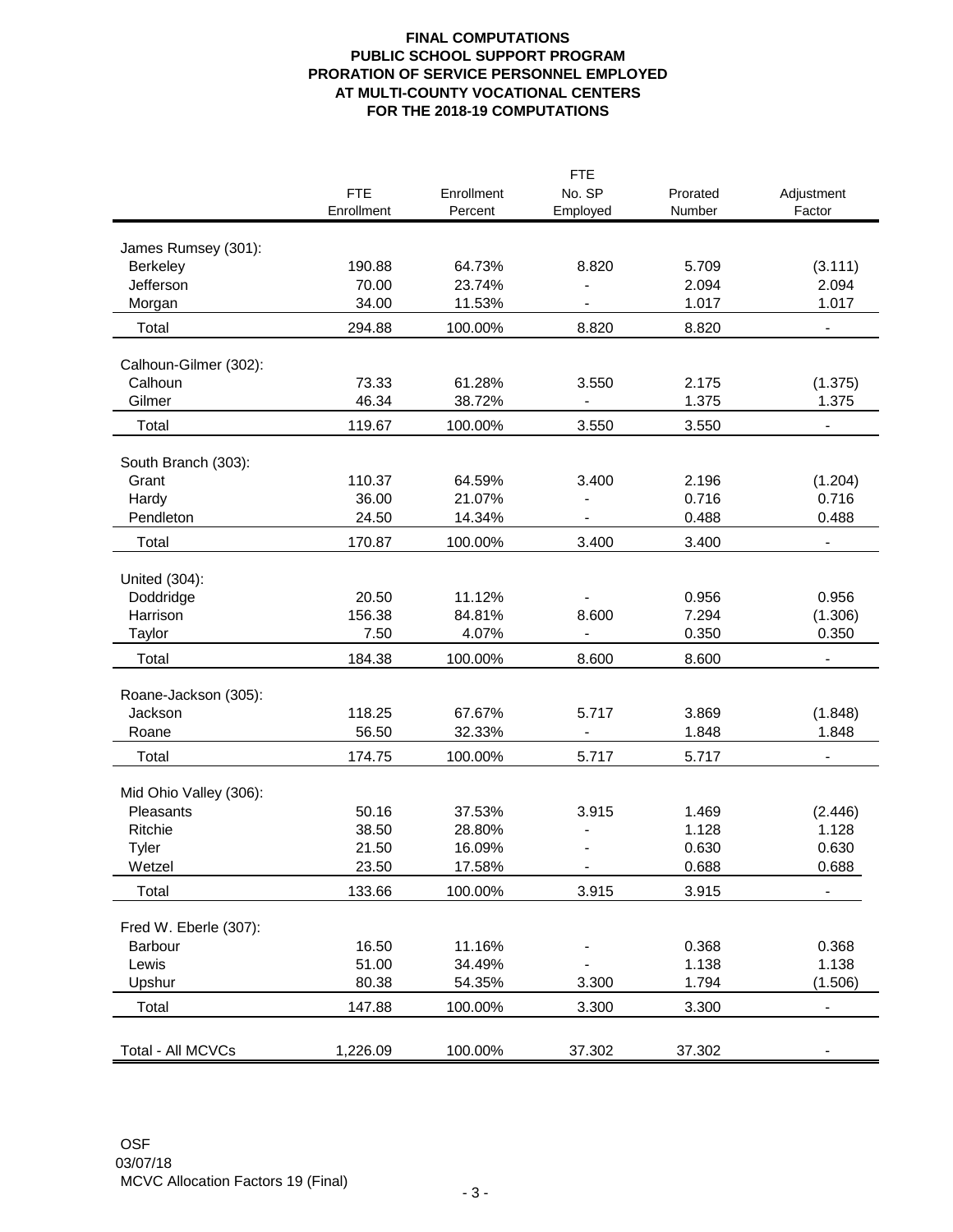**FINAL COMPUTATIONS**
**PUBLIC SCHOOL SUPPORT PROGRAM**
**PRORATION OF SERVICE PERSONNEL EMPLOYED**
**AT MULTI-COUNTY VOCATIONAL CENTERS**
**FOR THE 2018-19 COMPUTATIONS**

| | FTE Enrollment | Enrollment Percent | FTE No. SP Employed | Prorated Number | Adjustment Factor |
|---|---|---|---|---|---|
| James Rumsey (301): | | | | | |
| Berkeley | 190.88 | 64.73% | 8.820 | 5.709 | (3.111) |
| Jefferson | 70.00 | 23.74% | - | 2.094 | 2.094 |
| Morgan | 34.00 | 11.53% | - | 1.017 | 1.017 |
| Total | 294.88 | 100.00% | 8.820 | 8.820 | - |
| Calhoun-Gilmer (302): | | | | | |
| Calhoun | 73.33 | 61.28% | 3.550 | 2.175 | (1.375) |
| Gilmer | 46.34 | 38.72% | - | 1.375 | 1.375 |
| Total | 119.67 | 100.00% | 3.550 | 3.550 | - |
| South Branch (303): | | | | | |
| Grant | 110.37 | 64.59% | 3.400 | 2.196 | (1.204) |
| Hardy | 36.00 | 21.07% | - | 0.716 | 0.716 |
| Pendleton | 24.50 | 14.34% | - | 0.488 | 0.488 |
| Total | 170.87 | 100.00% | 3.400 | 3.400 | - |
| United (304): | | | | | |
| Doddridge | 20.50 | 11.12% | - | 0.956 | 0.956 |
| Harrison | 156.38 | 84.81% | 8.600 | 7.294 | (1.306) |
| Taylor | 7.50 | 4.07% | - | 0.350 | 0.350 |
| Total | 184.38 | 100.00% | 8.600 | 8.600 | - |
| Roane-Jackson (305): | | | | | |
| Jackson | 118.25 | 67.67% | 5.717 | 3.869 | (1.848) |
| Roane | 56.50 | 32.33% | - | 1.848 | 1.848 |
| Total | 174.75 | 100.00% | 5.717 | 5.717 | - |
| Mid Ohio Valley (306): | | | | | |
| Pleasants | 50.16 | 37.53% | 3.915 | 1.469 | (2.446) |
| Ritchie | 38.50 | 28.80% | - | 1.128 | 1.128 |
| Tyler | 21.50 | 16.09% | - | 0.630 | 0.630 |
| Wetzel | 23.50 | 17.58% | - | 0.688 | 0.688 |
| Total | 133.66 | 100.00% | 3.915 | 3.915 | - |
| Fred W. Eberle (307): | | | | | |
| Barbour | 16.50 | 11.16% | - | 0.368 | 0.368 |
| Lewis | 51.00 | 34.49% | - | 1.138 | 1.138 |
| Upshur | 80.38 | 54.35% | 3.300 | 1.794 | (1.506) |
| Total | 147.88 | 100.00% | 3.300 | 3.300 | - |
| Total - All MCVCs | 1,226.09 | 100.00% | 37.302 | 37.302 | - |

OSF
03/07/18
MCVC Allocation Factors 19 (Final)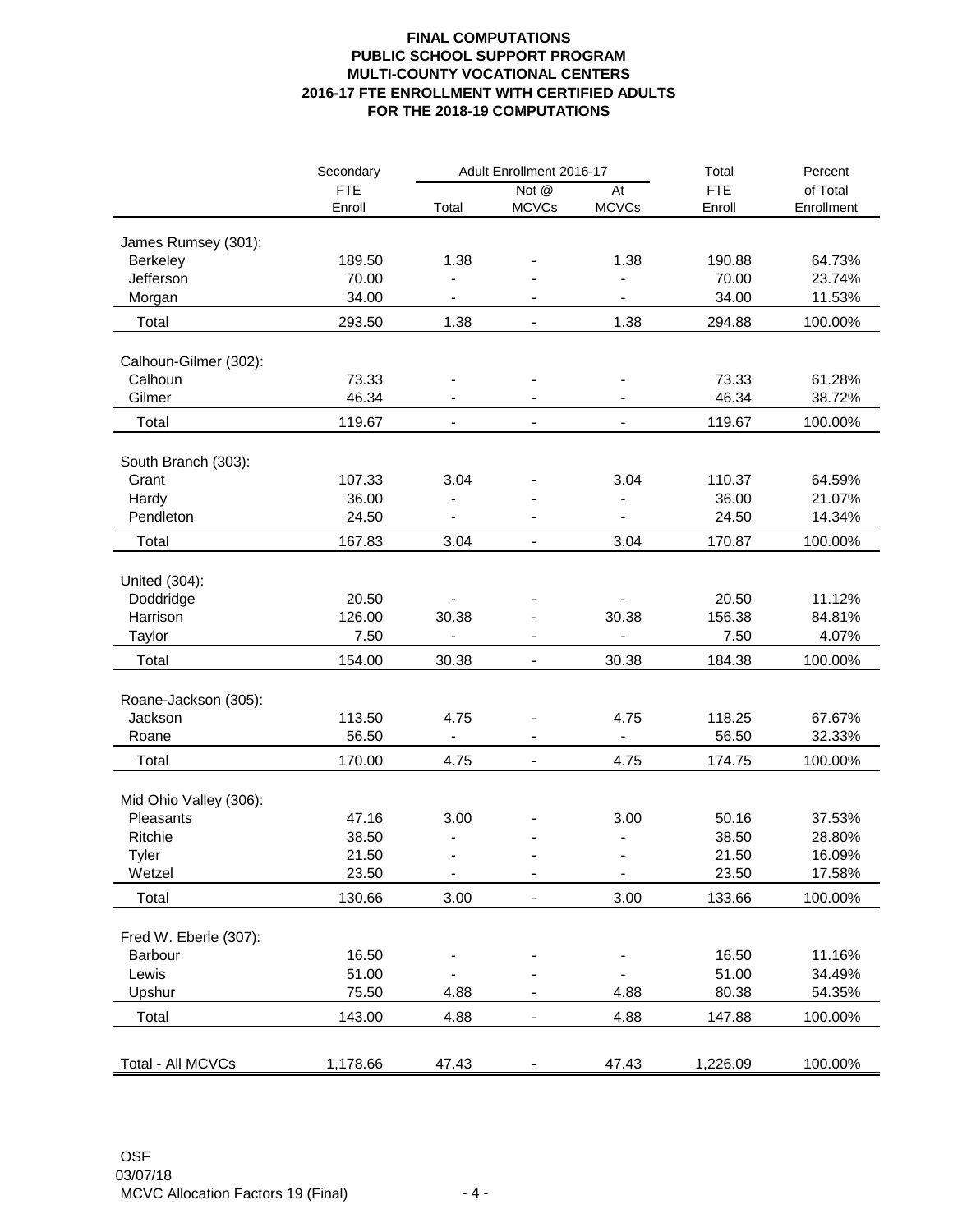**FINAL COMPUTATIONS**
**PUBLIC SCHOOL SUPPORT PROGRAM**
**MULTI-COUNTY VOCATIONAL CENTERS**
**2016-17 FTE ENROLLMENT WITH CERTIFIED ADULTS**
**FOR THE 2018-19 COMPUTATIONS**

| | Secondary | Adult Enrollment 2016-17 | | | Total | Percent |
|---|---|---|---|---|---|---|
| | FTE Enroll | Total | Not @ MCVCs | At MCVCs | FTE Enroll | of Total Enrollment |
| James Rumsey (301): | | | | | | |
| Berkeley | 189.50 | 1.38 | - | 1.38 | 190.88 | 64.73% |
| Jefferson | 70.00 | - | - | - | 70.00 | 23.74% |
| Morgan | 34.00 | - | - | - | 34.00 | 11.53% |
| Total | 293.50 | 1.38 | - | 1.38 | 294.88 | 100.00% |
| Calhoun-Gilmer (302): | | | | | | |
| Calhoun | 73.33 | - | - | - | 73.33 | 61.28% |
| Gilmer | 46.34 | - | - | - | 46.34 | 38.72% |
| Total | 119.67 | - | - | - | 119.67 | 100.00% |
| South Branch (303): | | | | | | |
| Grant | 107.33 | 3.04 | - | 3.04 | 110.37 | 64.59% |
| Hardy | 36.00 | - | - | - | 36.00 | 21.07% |
| Pendleton | 24.50 | - | - | - | 24.50 | 14.34% |
| Total | 167.83 | 3.04 | - | 3.04 | 170.87 | 100.00% |
| United (304): | | | | | | |
| Doddridge | 20.50 | - | - | - | 20.50 | 11.12% |
| Harrison | 126.00 | 30.38 | - | 30.38 | 156.38 | 84.81% |
| Taylor | 7.50 | - | - | - | 7.50 | 4.07% |
| Total | 154.00 | 30.38 | - | 30.38 | 184.38 | 100.00% |
| Roane-Jackson (305): | | | | | | |
| Jackson | 113.50 | 4.75 | - | 4.75 | 118.25 | 67.67% |
| Roane | 56.50 | - | - | - | 56.50 | 32.33% |
| Total | 170.00 | 4.75 | - | 4.75 | 174.75 | 100.00% |
| Mid Ohio Valley (306): | | | | | | |
| Pleasants | 47.16 | 3.00 | - | 3.00 | 50.16 | 37.53% |
| Ritchie | 38.50 | - | - | - | 38.50 | 28.80% |
| Tyler | 21.50 | - | - | - | 21.50 | 16.09% |
| Wetzel | 23.50 | - | - | - | 23.50 | 17.58% |
| Total | 130.66 | 3.00 | - | 3.00 | 133.66 | 100.00% |
| Fred W. Eberle (307): | | | | | | |
| Barbour | 16.50 | - | - | - | 16.50 | 11.16% |
| Lewis | 51.00 | - | - | - | 51.00 | 34.49% |
| Upshur | 75.50 | 4.88 | - | 4.88 | 80.38 | 54.35% |
| Total | 143.00 | 4.88 | - | 4.88 | 147.88 | 100.00% |
| Total - All MCVCs | 1,178.66 | 47.43 | - | 47.43 | 1,226.09 | 100.00% |

OSF
03/07/18
MCVC Allocation Factors 19 (Final)